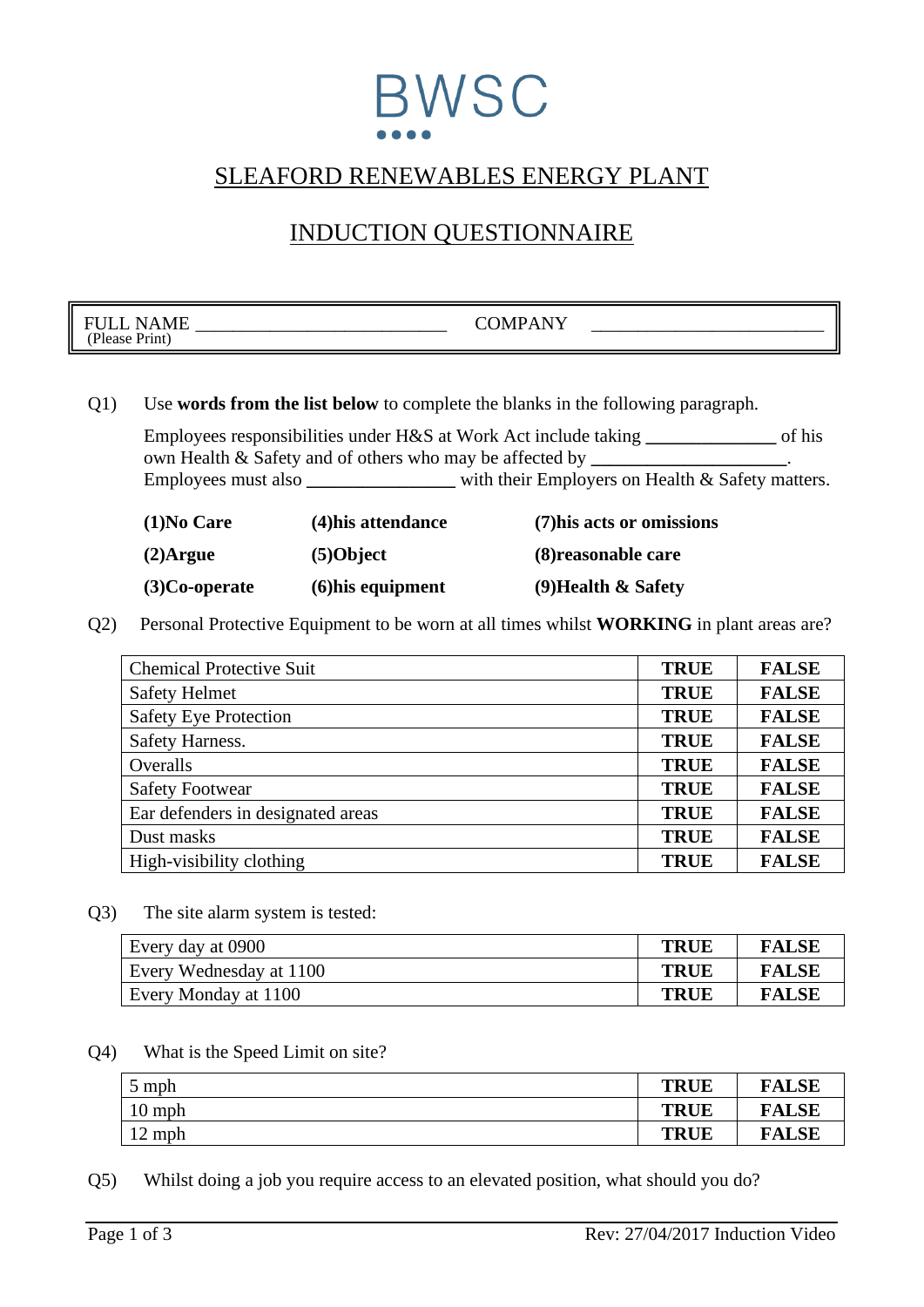# BWSC

## SLEAFORD RENEWABLES ENERGY PLANT

## INDUCTION QUESTIONNAIRE

| FULL NAME ___________________________ (Please Print) | COMPANY _________________________ |
|---|---|

Q1) Use **words from the list below** to complete the blanks in the following paragraph.

Employees responsibilities under H&S at Work Act include taking ______________ of his own Health & Safety and of others who may be affected by ____________________. Employees must also ________________ with their Employers on Health & Safety matters.

| | | |
|---|---|---|
| **(1)No Care** | **(4)his attendance** | **(7)his acts or omissions** |
| **(2)Argue** | **(5)Object** | **(8)reasonable care** |
| **(3)Co-operate** | **(6)his equipment** | **(9)Health & Safety** |

Q2) Personal Protective Equipment to be worn at all times whilst **WORKING** in plant areas are?

| | | |
|---|---|---|
| Chemical Protective Suit | **TRUE** | **FALSE** |
| Safety Helmet | **TRUE** | **FALSE** |
| Safety Eye Protection | **TRUE** | **FALSE** |
| Safety Harness. | **TRUE** | **FALSE** |
| Overalls | **TRUE** | **FALSE** |
| Safety Footwear | **TRUE** | **FALSE** |
| Ear defenders in designated areas | **TRUE** | **FALSE** |
| Dust masks | **TRUE** | **FALSE** |
| High-visibility clothing | **TRUE** | **FALSE** |

Q3) The site alarm system is tested:

| | | |
|---|---|---|
| Every day at 0900 | **TRUE** | **FALSE** |
| Every Wednesday at 1100 | **TRUE** | **FALSE** |
| Every Monday at 1100 | **TRUE** | **FALSE** |

Q4) What is the Speed Limit on site?

| | | |
|---|---|---|
| 5 mph | **TRUE** | **FALSE** |
| 10 mph | **TRUE** | **FALSE** |
| 12 mph | **TRUE** | **FALSE** |

Q5) Whilst doing a job you require access to an elevated position, what should you do?

Rev: 27/04/2017 Induction Video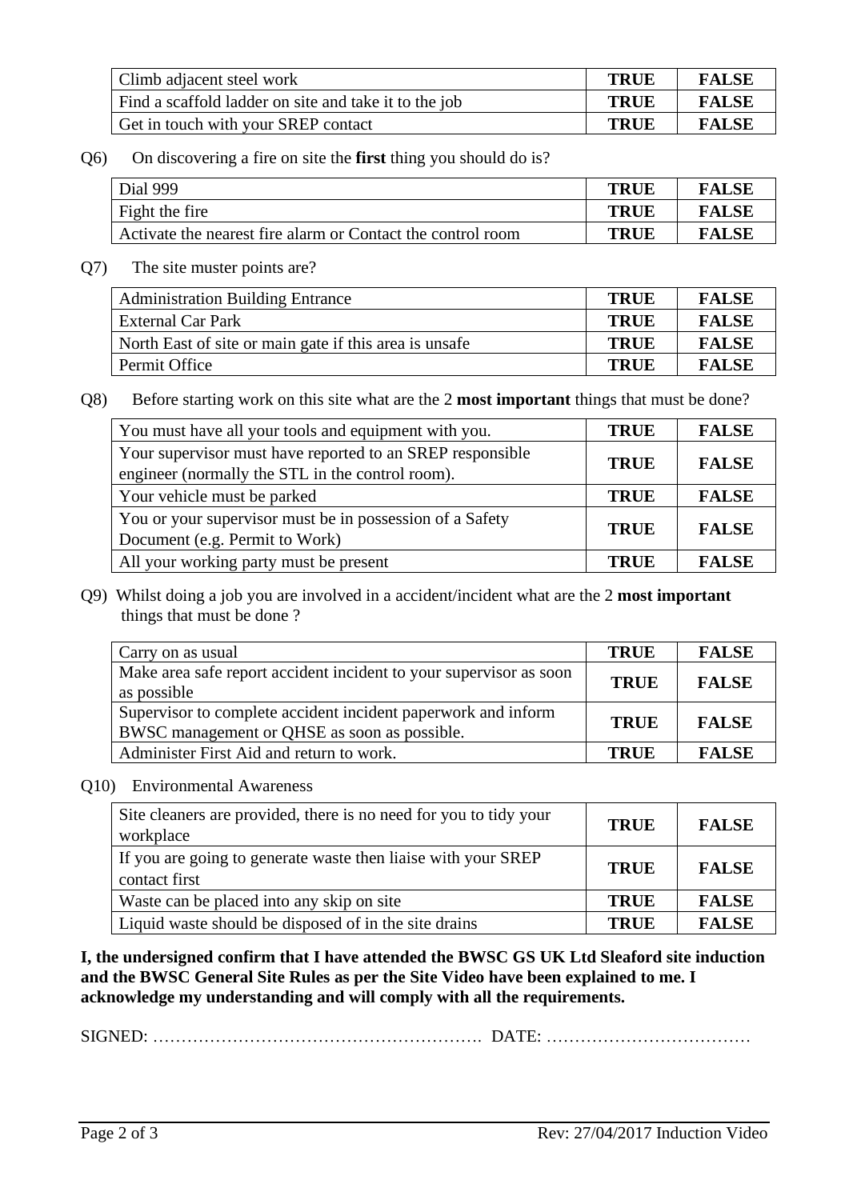| Climb adjacent steel work | **TRUE** | **FALSE** |
|---|---|---|
| Find a scaffold ladder on site and take it to the job | **TRUE** | **FALSE** |
| Get in touch with your SREP contact | **TRUE** | **FALSE** |

Q6) On discovering a fire on site the **first** thing you should do is?

| Dial 999 | **TRUE** | **FALSE** |
|---|---|---|
| Fight the fire | **TRUE** | **FALSE** |
| Activate the nearest fire alarm or Contact the control room | **TRUE** | **FALSE** |

Q7) The site muster points are?

| Administration Building Entrance | **TRUE** | **FALSE** |
|---|---|---|
| External Car Park | **TRUE** | **FALSE** |
| North East of site or main gate if this area is unsafe | **TRUE** | **FALSE** |
| Permit Office | **TRUE** | **FALSE** |

Q8) Before starting work on this site what are the 2 **most important** things that must be done?

| You must have all your tools and equipment with you. | **TRUE** | **FALSE** |
|---|---|---|
| Your supervisor must have reported to an SREP responsible engineer (normally the STL in the control room). | **TRUE** | **FALSE** |
| Your vehicle must be parked | **TRUE** | **FALSE** |
| You or your supervisor must be in possession of a Safety Document (e.g. Permit to Work) | **TRUE** | **FALSE** |
| All your working party must be present | **TRUE** | **FALSE** |

Q9) Whilst doing a job you are involved in a accident/incident what are the 2 **most important** things that must be done ?

| Carry on as usual | **TRUE** | **FALSE** |
|---|---|---|
| Make area safe report accident incident to your supervisor as soon as possible | **TRUE** | **FALSE** |
| Supervisor to complete accident incident paperwork and inform BWSC management or QHSE as soon as possible. | **TRUE** | **FALSE** |
| Administer First Aid and return to work. | **TRUE** | **FALSE** |

Q10) Environmental Awareness

| Site cleaners are provided, there is no need for you to tidy your workplace | **TRUE** | **FALSE** |
|---|---|---|
| If you are going to generate waste then liaise with your SREP contact first | **TRUE** | **FALSE** |
| Waste can be placed into any skip on site | **TRUE** | **FALSE** |
| Liquid waste should be disposed of in the site drains | **TRUE** | **FALSE** |

**I, the undersigned confirm that I have attended the BWSC GS UK Ltd Sleaford site induction and the BWSC General Site Rules as per the Site Video have been explained to me. I acknowledge my understanding and will comply with all the requirements.**

SIGNED: …………………………………………………. DATE: ………………………………

Rev: 27/04/2017 Induction Video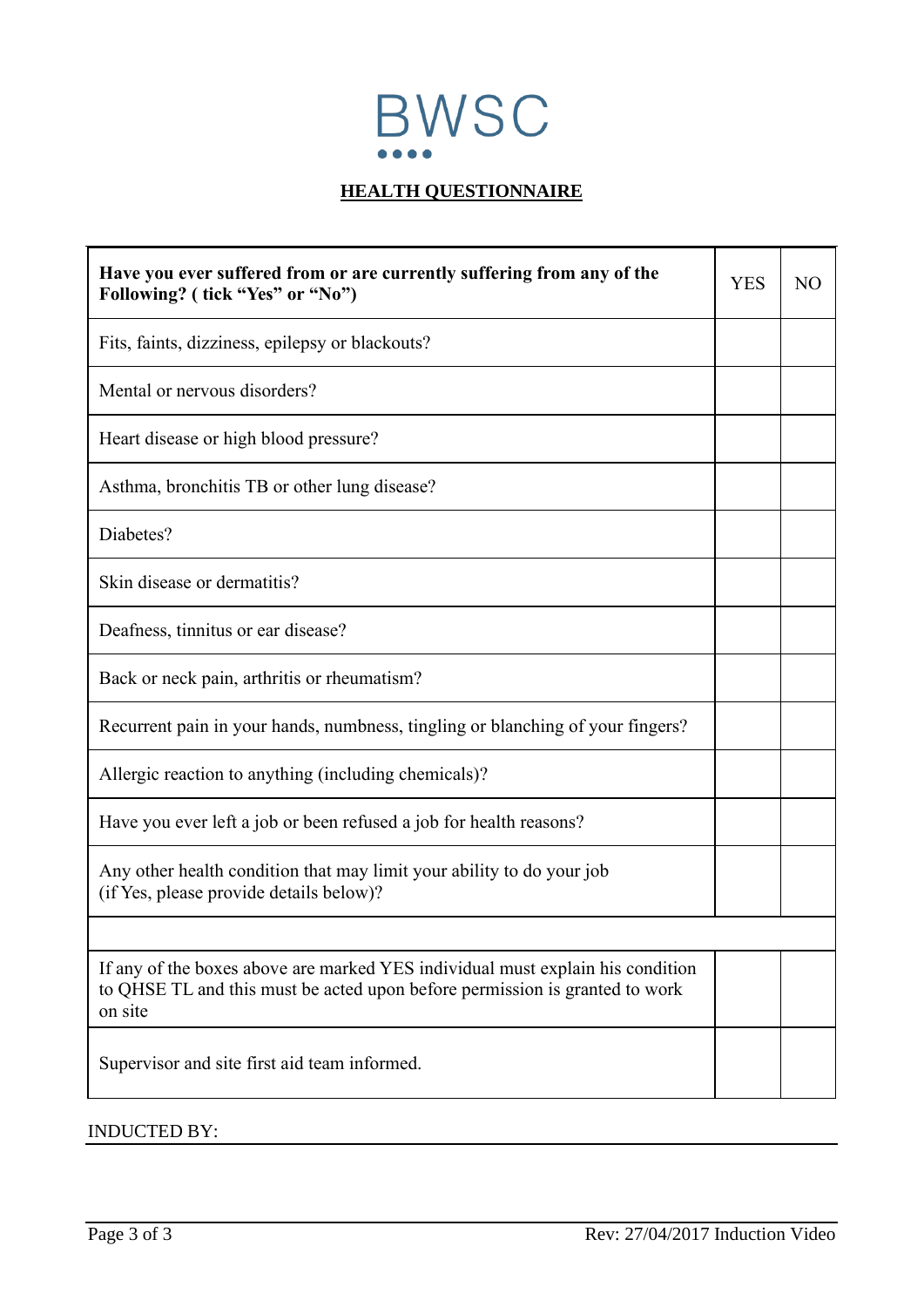BWSC

## HEALTH QUESTIONNAIRE

| **Have you ever suffered from or are currently suffering from any of the Following? ( tick "Yes" or "No")** | YES | NO |
|---|---|---|
| Fits, faints, dizziness, epilepsy or blackouts? | | |
| Mental or nervous disorders? | | |
| Heart disease or high blood pressure? | | |
| Asthma, bronchitis TB or other lung disease? | | |
| Diabetes? | | |
| Skin disease or dermatitis? | | |
| Deafness, tinnitus or ear disease? | | |
| Back or neck pain, arthritis or rheumatism? | | |
| Recurrent pain in your hands, numbness, tingling or blanching of your fingers? | | |
| Allergic reaction to anything (including chemicals)? | | |
| Have you ever left a job or been refused a job for health reasons? | | |
| Any other health condition that may limit your ability to do your job (if Yes, please provide details below)? | | |
| | | |
| If any of the boxes above are marked YES individual must explain his condition to QHSE TL and this must be acted upon before permission is granted to work on site | | |
| Supervisor and site first aid team informed. | | |

INDUCTED BY:

Rev: 27/04/2017 Induction Video